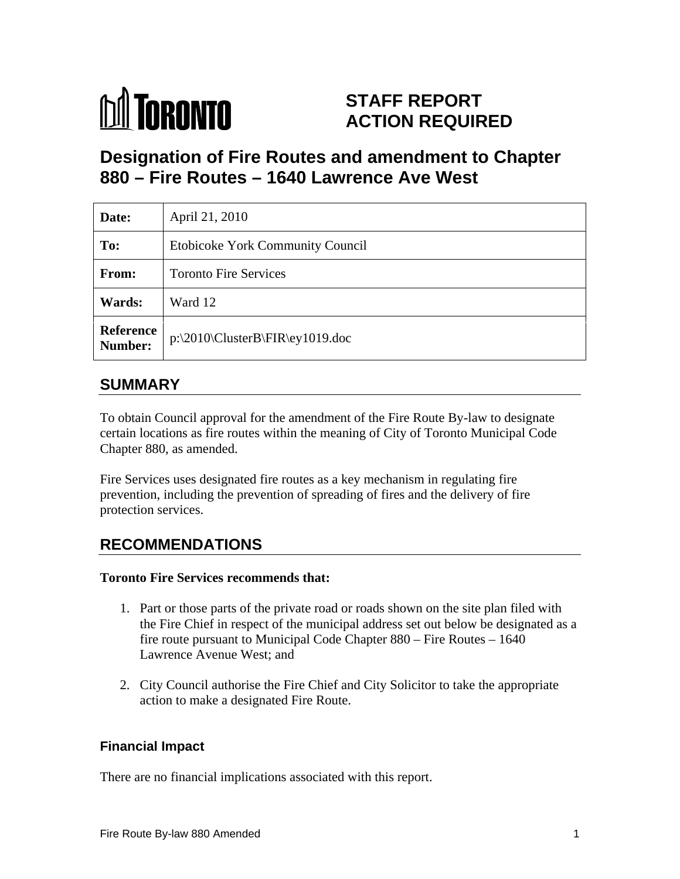# STAFF REPORT ACTION REQUIRED

# Designation of Fire Routes and amendment to Chapter 880 – Fire Routes – 1640 Lawrence Ave West

| | |
|---|---|
| **Date:** | April 21, 2010 |
| **To:** | Etobicoke York Community Council |
| **From:** | Toronto Fire Services |
| **Wards:** | Ward 12 |
| **Reference Number:** | p:\2010\ClusterB\FIR\ey1019.doc |

## SUMMARY

To obtain Council approval for the amendment of the Fire Route By-law to designate certain locations as fire routes within the meaning of City of Toronto Municipal Code Chapter 880, as amended.

Fire Services uses designated fire routes as a key mechanism in regulating fire prevention, including the prevention of spreading of fires and the delivery of fire protection services.

## RECOMMENDATIONS

**Toronto Fire Services recommends that:**

1. Part or those parts of the private road or roads shown on the site plan filed with the Fire Chief in respect of the municipal address set out below be designated as a fire route pursuant to Municipal Code Chapter 880 – Fire Routes – 1640 Lawrence Avenue West; and

2. City Council authorise the Fire Chief and City Solicitor to take the appropriate action to make a designated Fire Route.

### Financial Impact

There are no financial implications associated with this report.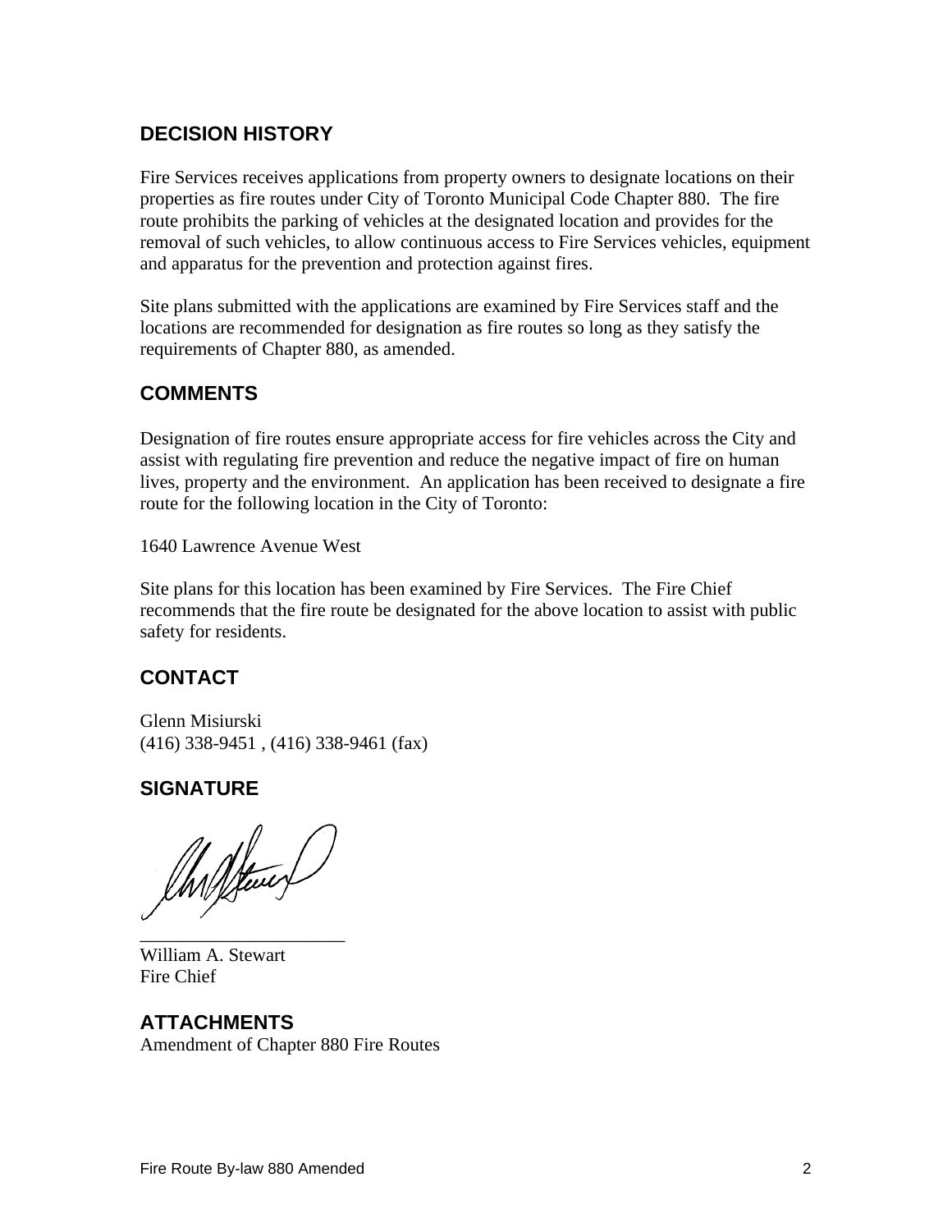## DECISION HISTORY

Fire Services receives applications from property owners to designate locations on their properties as fire routes under City of Toronto Municipal Code Chapter 880. The fire route prohibits the parking of vehicles at the designated location and provides for the removal of such vehicles, to allow continuous access to Fire Services vehicles, equipment and apparatus for the prevention and protection against fires.

Site plans submitted with the applications are examined by Fire Services staff and the locations are recommended for designation as fire routes so long as they satisfy the requirements of Chapter 880, as amended.

## COMMENTS

Designation of fire routes ensure appropriate access for fire vehicles across the City and assist with regulating fire prevention and reduce the negative impact of fire on human lives, property and the environment. An application has been received to designate a fire route for the following location in the City of Toronto:

1640 Lawrence Avenue West

Site plans for this location has been examined by Fire Services. The Fire Chief recommends that the fire route be designated for the above location to assist with public safety for residents.

## CONTACT

Glenn Misiurski
(416) 338-9451 , (416) 338-9461 (fax)

## SIGNATURE

_______________________

William A. Stewart
Fire Chief

## ATTACHMENTS

Amendment of Chapter 880 Fire Routes